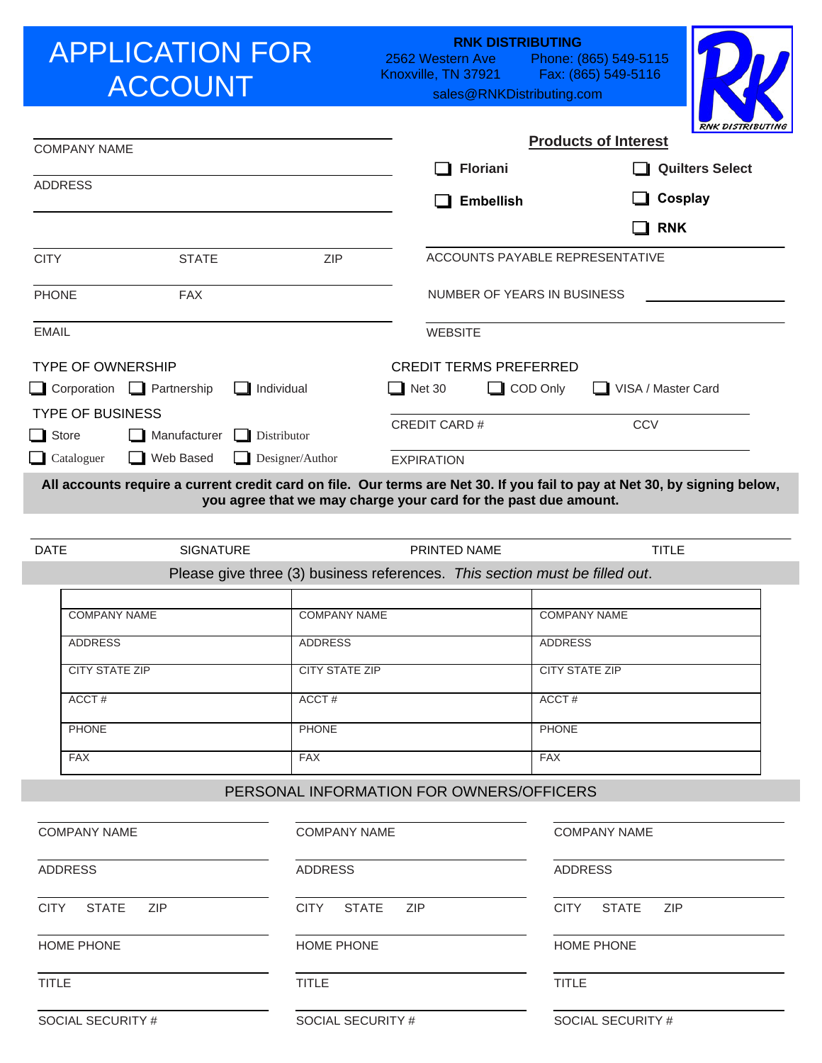# APPLICATION FOR ACCOUNT

**RNK DISTRIBUTING**
2562 Western Ave
Knoxville, TN 37921
Phone: (865) 549-5115
Fax: (865) 549-5116
sales@RNKDistributing.com

COMPANY NAME

ADDRESS

CITY STATE ZIP

PHONE FAX

EMAIL

**Products of Interest**

- ☐ **Floriani**
- ☐ **Embellish**
- ☐ **Quilters Select**
- ☐ **Cosplay**
- ☐ **RNK**

ACCOUNTS PAYABLE REPRESENTATIVE

NUMBER OF YEARS IN BUSINESS

WEBSITE

TYPE OF OWNERSHIP

- ☐ Corporation
- ☐ Partnership
- ☐ Individual

TYPE OF BUSINESS

- ☐ Store
- ☐ Manufacturer
- ☐ Distributor
- ☐ Cataloguer
- ☐ Web Based
- ☐ Designer/Author

CREDIT TERMS PREFERRED

- ☐ Net 30
- ☐ COD Only
- ☐ VISA / Master Card

CREDIT CARD # CCV

EXPIRATION

**All accounts require a current credit card on file. Our terms are Net 30. If you fail to pay at Net 30, by signing below, you agree that we may charge your card for the past due amount.**

DATE SIGNATURE PRINTED NAME TITLE

Please give three (3) business references. *This section must be filled out*.

| | | |
|---|---|---|
| COMPANY NAME | COMPANY NAME | COMPANY NAME |
| ADDRESS | ADDRESS | ADDRESS |
| CITY STATE ZIP | CITY STATE ZIP | CITY STATE ZIP |
| ACCT # | ACCT # | ACCT # |
| PHONE | PHONE | PHONE |
| FAX | FAX | FAX |

PERSONAL INFORMATION FOR OWNERS/OFFICERS

| | | |
|---|---|---|
| COMPANY NAME | COMPANY NAME | COMPANY NAME |
| ADDRESS | ADDRESS | ADDRESS |
| CITY STATE ZIP | CITY STATE ZIP | CITY STATE ZIP |
| HOME PHONE | HOME PHONE | HOME PHONE |
| TITLE | TITLE | TITLE |
| SOCIAL SECURITY # | SOCIAL SECURITY # | SOCIAL SECURITY # |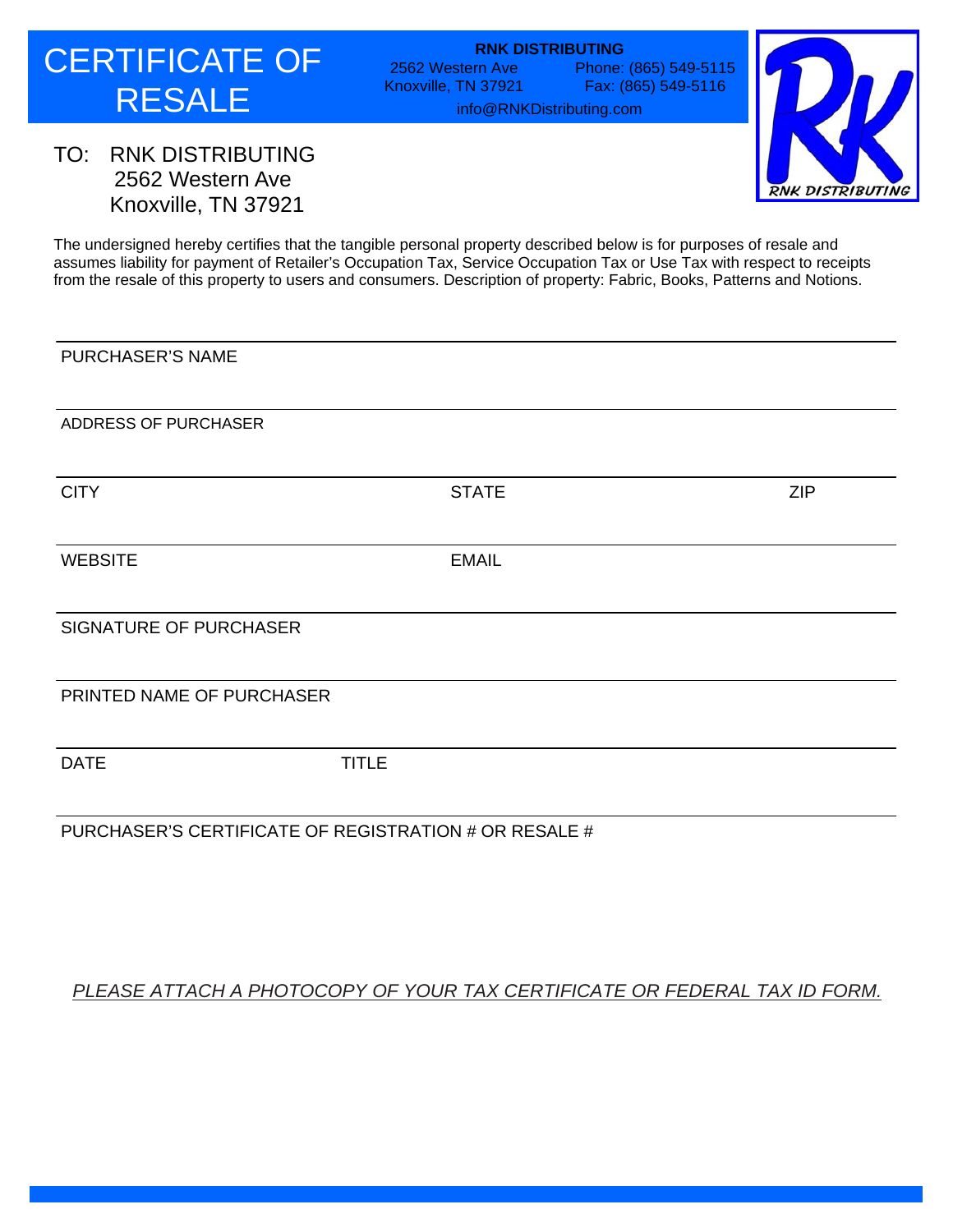# CERTIFICATE OF RESALE

**RNK DISTRIBUTING**
2562 Western Ave
Knoxville, TN 37921
Phone: (865) 549-5115
Fax: (865) 549-5116
info@RNKDistributing.com

RNK DISTRIBUTING

TO: RNK DISTRIBUTING
2562 Western Ave
Knoxville, TN 37921

The undersigned hereby certifies that the tangible personal property described below is for purposes of resale and assumes liability for payment of Retailer's Occupation Tax, Service Occupation Tax or Use Tax with respect to receipts from the resale of this property to users and consumers. Description of property: Fabric, Books, Patterns and Notions.

PURCHASER'S NAME

ADDRESS OF PURCHASER

CITY | STATE | ZIP

WEBSITE | EMAIL

SIGNATURE OF PURCHASER

PRINTED NAME OF PURCHASER

DATE | TITLE

PURCHASER'S CERTIFICATE OF REGISTRATION # OR RESALE #

*PLEASE ATTACH A PHOTOCOPY OF YOUR TAX CERTIFICATE OR FEDERAL TAX ID FORM.*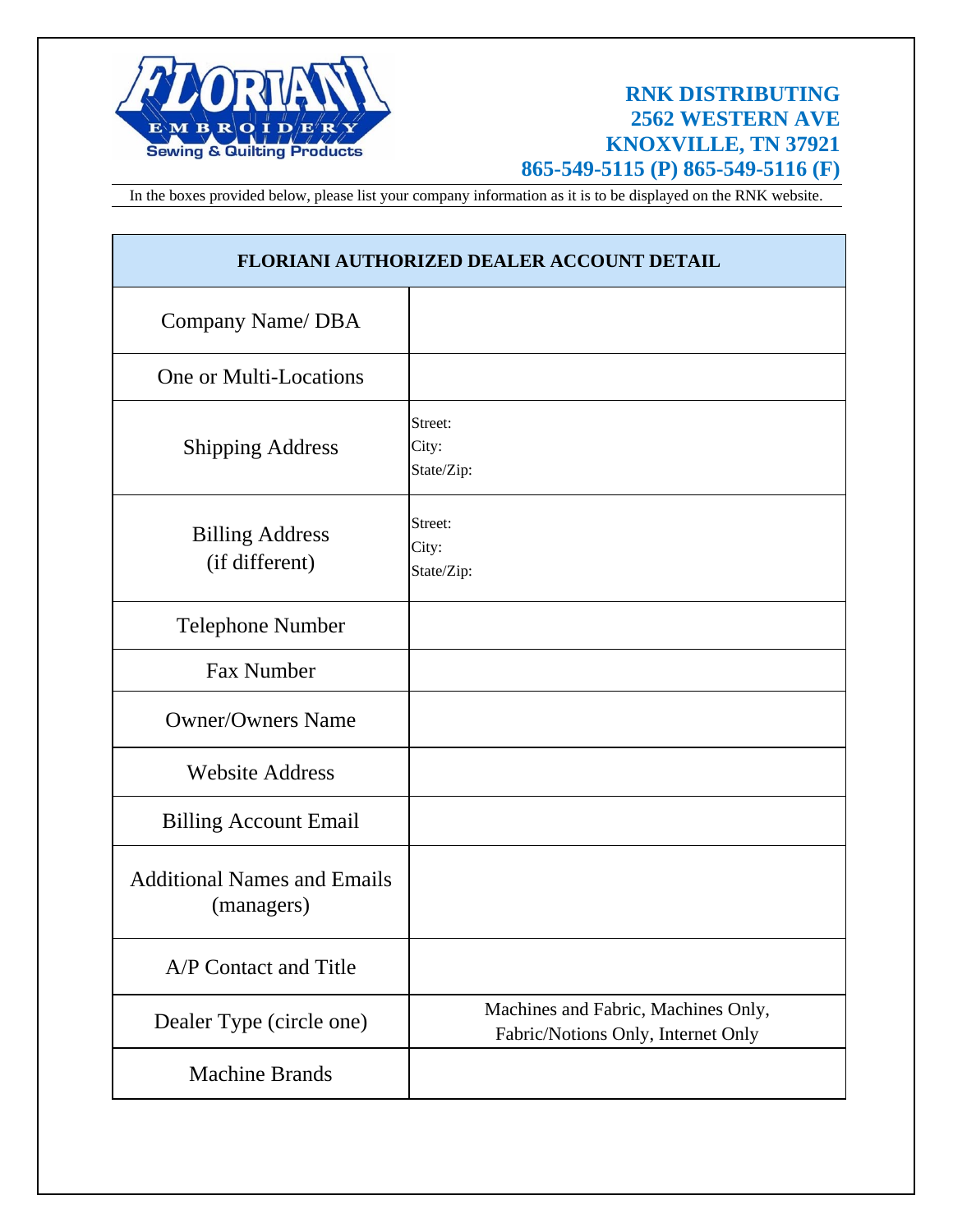**RNK DISTRIBUTING**
**2562 WESTERN AVE**
**KNOXVILLE, TN 37921**
**865-549-5115 (P) 865-549-5116 (F)**

In the boxes provided below, please list your company information as it is to be displayed on the RNK website.

| FLORIANI AUTHORIZED DEALER ACCOUNT DETAIL | |
|---|---|
| Company Name/ DBA | |
| One or Multi-Locations | |
| Shipping Address | Street:<br>City:<br>State/Zip: |
| Billing Address (if different) | Street:<br>City:<br>State/Zip: |
| Telephone Number | |
| Fax Number | |
| Owner/Owners Name | |
| Website Address | |
| Billing Account Email | |
| Additional Names and Emails (managers) | |
| A/P Contact and Title | |
| Dealer Type (circle one) | Machines and Fabric, Machines Only, Fabric/Notions Only, Internet Only |
| Machine Brands | |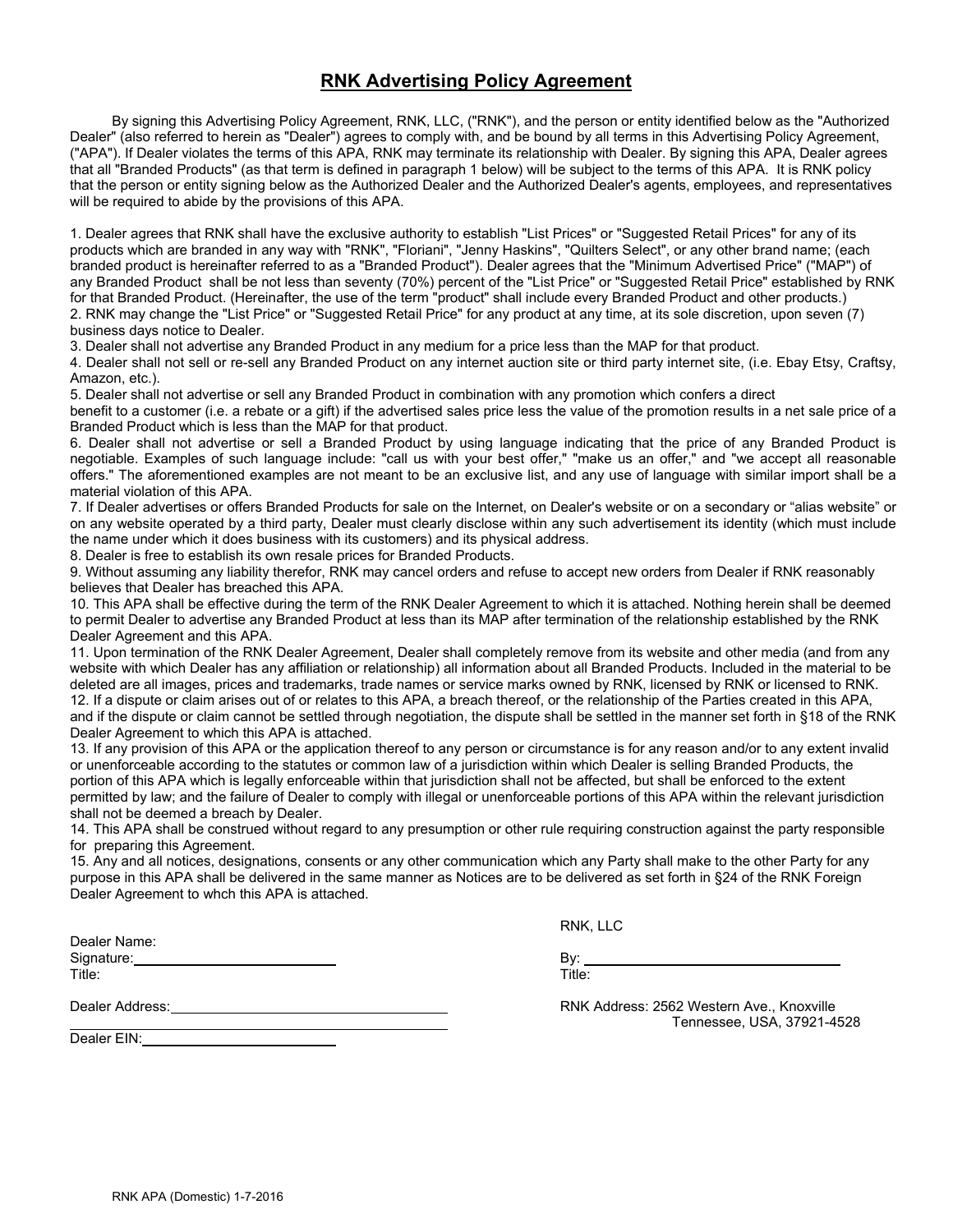# RNK Advertising Policy Agreement

By signing this Advertising Policy Agreement, RNK, LLC, ("RNK"), and the person or entity identified below as the "Authorized Dealer" (also referred to herein as "Dealer") agrees to comply with, and be bound by all terms in this Advertising Policy Agreement, ("APA"). If Dealer violates the terms of this APA, RNK may terminate its relationship with Dealer. By signing this APA, Dealer agrees that all "Branded Products" (as that term is defined in paragraph 1 below) will be subject to the terms of this APA. It is RNK policy that the person or entity signing below as the Authorized Dealer and the Authorized Dealer's agents, employees, and representatives will be required to abide by the provisions of this APA.

1. Dealer agrees that RNK shall have the exclusive authority to establish "List Prices" or "Suggested Retail Prices" for any of its products which are branded in any way with "RNK", "Floriani", "Jenny Haskins", "Quilters Select", or any other brand name; (each branded product is hereinafter referred to as a "Branded Product"). Dealer agrees that the "Minimum Advertised Price" ("MAP") of any Branded Product shall be not less than seventy (70%) percent of the "List Price" or "Suggested Retail Price" established by RNK for that Branded Product. (Hereinafter, the use of the term "product" shall include every Branded Product and other products.)
2. RNK may change the "List Price" or "Suggested Retail Price" for any product at any time, at its sole discretion, upon seven (7) business days notice to Dealer.
3. Dealer shall not advertise any Branded Product in any medium for a price less than the MAP for that product.
4. Dealer shall not sell or re-sell any Branded Product on any internet auction site or third party internet site, (i.e. Ebay Etsy, Craftsy, Amazon, etc.).
5. Dealer shall not advertise or sell any Branded Product in combination with any promotion which confers a direct benefit to a customer (i.e. a rebate or a gift) if the advertised sales price less the value of the promotion results in a net sale price of a Branded Product which is less than the MAP for that product.
6. Dealer shall not advertise or sell a Branded Product by using language indicating that the price of any Branded Product is negotiable. Examples of such language include: "call us with your best offer," "make us an offer," and "we accept all reasonable offers." The aforementioned examples are not meant to be an exclusive list, and any use of language with similar import shall be a material violation of this APA.
7. If Dealer advertises or offers Branded Products for sale on the Internet, on Dealer's website or on a secondary or “alias website” or on any website operated by a third party, Dealer must clearly disclose within any such advertisement its identity (which must include the name under which it does business with its customers) and its physical address.
8. Dealer is free to establish its own resale prices for Branded Products.
9. Without assuming any liability therefor, RNK may cancel orders and refuse to accept new orders from Dealer if RNK reasonably believes that Dealer has breached this APA.
10. This APA shall be effective during the term of the RNK Dealer Agreement to which it is attached. Nothing herein shall be deemed to permit Dealer to advertise any Branded Product at less than its MAP after termination of the relationship established by the RNK Dealer Agreement and this APA.
11. Upon termination of the RNK Dealer Agreement, Dealer shall completely remove from its website and other media (and from any website with which Dealer has any affiliation or relationship) all information about all Branded Products. Included in the material to be deleted are all images, prices and trademarks, trade names or service marks owned by RNK, licensed by RNK or licensed to RNK.
12. If a dispute or claim arises out of or relates to this APA, a breach thereof, or the relationship of the Parties created in this APA, and if the dispute or claim cannot be settled through negotiation, the dispute shall be settled in the manner set forth in §18 of the RNK Dealer Agreement to which this APA is attached.
13. If any provision of this APA or the application thereof to any person or circumstance is for any reason and/or to any extent invalid or unenforceable according to the statutes or common law of a jurisdiction within which Dealer is selling Branded Products, the portion of this APA which is legally enforceable within that jurisdiction shall not be affected, but shall be enforced to the extent permitted by law; and the failure of Dealer to comply with illegal or unenforceable portions of this APA within the relevant jurisdiction shall not be deemed a breach by Dealer.
14. This APA shall be construed without regard to any presumption or other rule requiring construction against the party responsible for preparing this Agreement.
15. Any and all notices, designations, consents or any other communication which any Party shall make to the other Party for any purpose in this APA shall be delivered in the same manner as Notices are to be delivered as set forth in §24 of the RNK Foreign Dealer Agreement to whch this APA is attached.

Dealer Name:
Signature: ____________________
Title:

Dealer Address: ____________________
____________________

Dealer EIN: ____________________

RNK, LLC

By: ____________________
Title:

RNK Address: 2562 Western Ave., Knoxville
Tennessee, USA, 37921-4528

RNK APA (Domestic) 1-7-2016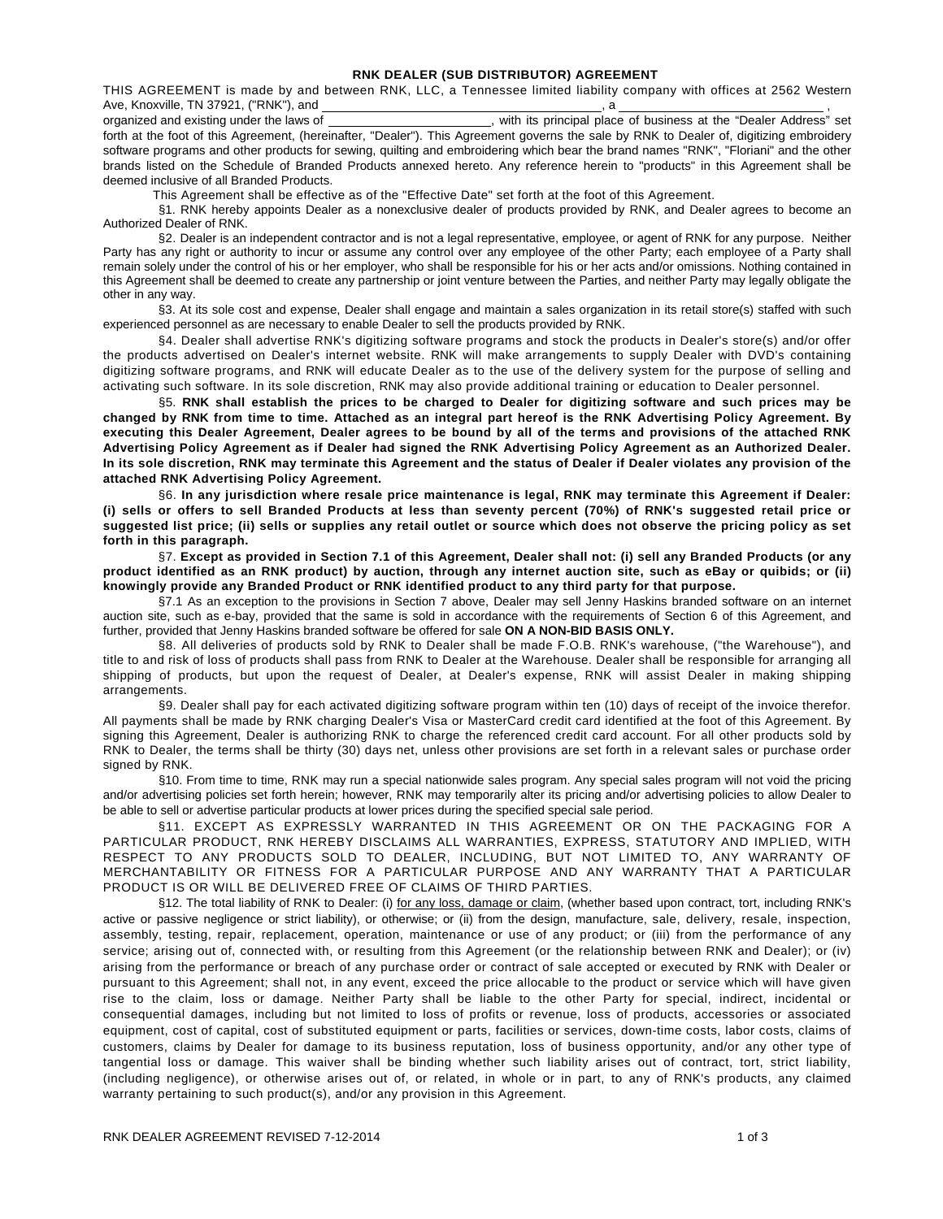# RNK DEALER (SUB DISTRIBUTOR) AGREEMENT

THIS AGREEMENT is made by and between RNK, LLC, a Tennessee limited liability company with offices at 2562 Western Ave, Knoxville, TN 37921, ("RNK"), and ________________________________________, a _____________________________ , organized and existing under the laws of ________________________, with its principal place of business at the "Dealer Address" set forth at the foot of this Agreement, (hereinafter, "Dealer"). This Agreement governs the sale by RNK to Dealer of, digitizing embroidery software programs and other products for sewing, quilting and embroidering which bear the brand names "RNK", "Floriani" and the other brands listed on the Schedule of Branded Products annexed hereto. Any reference herein to "products" in this Agreement shall be deemed inclusive of all Branded Products.

This Agreement shall be effective as of the "Effective Date" set forth at the foot of this Agreement.

§1. RNK hereby appoints Dealer as a nonexclusive dealer of products provided by RNK, and Dealer agrees to become an Authorized Dealer of RNK.

§2. Dealer is an independent contractor and is not a legal representative, employee, or agent of RNK for any purpose. Neither Party has any right or authority to incur or assume any control over any employee of the other Party; each employee of a Party shall remain solely under the control of his or her employer, who shall be responsible for his or her acts and/or omissions. Nothing contained in this Agreement shall be deemed to create any partnership or joint venture between the Parties, and neither Party may legally obligate the other in any way.

§3. At its sole cost and expense, Dealer shall engage and maintain a sales organization in its retail store(s) staffed with such experienced personnel as are necessary to enable Dealer to sell the products provided by RNK.

§4. Dealer shall advertise RNK's digitizing software programs and stock the products in Dealer's store(s) and/or offer the products advertised on Dealer's internet website. RNK will make arrangements to supply Dealer with DVD's containing digitizing software programs, and RNK will educate Dealer as to the use of the delivery system for the purpose of selling and activating such software. In its sole discretion, RNK may also provide additional training or education to Dealer personnel.

§5. **RNK shall establish the prices to be charged to Dealer for digitizing software and such prices may be changed by RNK from time to time. Attached as an integral part hereof is the RNK Advertising Policy Agreement. By executing this Dealer Agreement, Dealer agrees to be bound by all of the terms and provisions of the attached RNK Advertising Policy Agreement as if Dealer had signed the RNK Advertising Policy Agreement as an Authorized Dealer. In its sole discretion, RNK may terminate this Agreement and the status of Dealer if Dealer violates any provision of the attached RNK Advertising Policy Agreement.**

§6. **In any jurisdiction where resale price maintenance is legal, RNK may terminate this Agreement if Dealer: (i) sells or offers to sell Branded Products at less than seventy percent (70%) of RNK's suggested retail price or suggested list price; (ii) sells or supplies any retail outlet or source which does not observe the pricing policy as set forth in this paragraph.**

§7. **Except as provided in Section 7.1 of this Agreement, Dealer shall not: (i) sell any Branded Products (or any product identified as an RNK product) by auction, through any internet auction site, such as eBay or quibids; or (ii) knowingly provide any Branded Product or RNK identified product to any third party for that purpose.**

§7.1 As an exception to the provisions in Section 7 above, Dealer may sell Jenny Haskins branded software on an internet auction site, such as e-bay, provided that the same is sold in accordance with the requirements of Section 6 of this Agreement, and further, provided that Jenny Haskins branded software be offered for sale **ON A NON-BID BASIS ONLY.**

§8. All deliveries of products sold by RNK to Dealer shall be made F.O.B. RNK's warehouse, ("the Warehouse"), and title to and risk of loss of products shall pass from RNK to Dealer at the Warehouse. Dealer shall be responsible for arranging all shipping of products, but upon the request of Dealer, at Dealer's expense, RNK will assist Dealer in making shipping arrangements.

§9. Dealer shall pay for each activated digitizing software program within ten (10) days of receipt of the invoice therefor. All payments shall be made by RNK charging Dealer's Visa or MasterCard credit card identified at the foot of this Agreement. By signing this Agreement, Dealer is authorizing RNK to charge the referenced credit card account. For all other products sold by RNK to Dealer, the terms shall be thirty (30) days net, unless other provisions are set forth in a relevant sales or purchase order signed by RNK.

§10. From time to time, RNK may run a special nationwide sales program. Any special sales program will not void the pricing and/or advertising policies set forth herein; however, RNK may temporarily alter its pricing and/or advertising policies to allow Dealer to be able to sell or advertise particular products at lower prices during the specified special sale period.

§11. EXCEPT AS EXPRESSLY WARRANTED IN THIS AGREEMENT OR ON THE PACKAGING FOR A PARTICULAR PRODUCT, RNK HEREBY DISCLAIMS ALL WARRANTIES, EXPRESS, STATUTORY AND IMPLIED, WITH RESPECT TO ANY PRODUCTS SOLD TO DEALER, INCLUDING, BUT NOT LIMITED TO, ANY WARRANTY OF MERCHANTABILITY OR FITNESS FOR A PARTICULAR PURPOSE AND ANY WARRANTY THAT A PARTICULAR PRODUCT IS OR WILL BE DELIVERED FREE OF CLAIMS OF THIRD PARTIES.

§12. The total liability of RNK to Dealer: (i) for any loss, damage or claim, (whether based upon contract, tort, including RNK's active or passive negligence or strict liability), or otherwise; or (ii) from the design, manufacture, sale, delivery, resale, inspection, assembly, testing, repair, replacement, operation, maintenance or use of any product; or (iii) from the performance of any service; arising out of, connected with, or resulting from this Agreement (or the relationship between RNK and Dealer); or (iv) arising from the performance or breach of any purchase order or contract of sale accepted or executed by RNK with Dealer or pursuant to this Agreement; shall not, in any event, exceed the price allocable to the product or service which will have given rise to the claim, loss or damage. Neither Party shall be liable to the other Party for special, indirect, incidental or consequential damages, including but not limited to loss of profits or revenue, loss of products, accessories or associated equipment, cost of capital, cost of substituted equipment or parts, facilities or services, down-time costs, labor costs, claims of customers, claims by Dealer for damage to its business reputation, loss of business opportunity, and/or any other type of tangential loss or damage. This waiver shall be binding whether such liability arises out of contract, tort, strict liability, (including negligence), or otherwise arises out of, or related, in whole or in part, to any of RNK's products, any claimed warranty pertaining to such product(s), and/or any provision in this Agreement.

RNK DEALER AGREEMENT REVISED 7-12-2014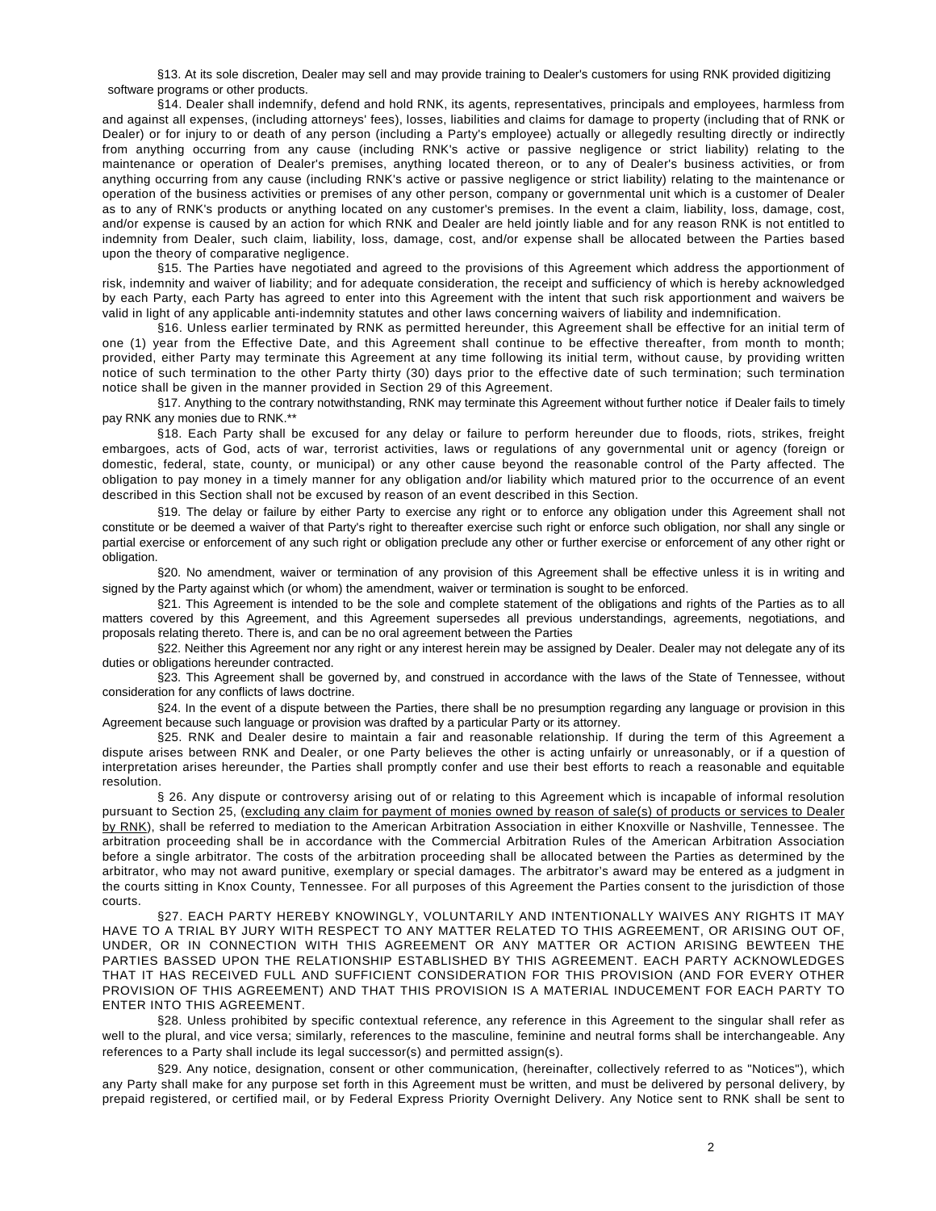§13. At its sole discretion, Dealer may sell and may provide training to Dealer's customers for using RNK provided digitizing software programs or other products.

§14. Dealer shall indemnify, defend and hold RNK, its agents, representatives, principals and employees, harmless from and against all expenses, (including attorneys' fees), losses, liabilities and claims for damage to property (including that of RNK or Dealer) or for injury to or death of any person (including a Party's employee) actually or allegedly resulting directly or indirectly from anything occurring from any cause (including RNK's active or passive negligence or strict liability) relating to the maintenance or operation of Dealer's premises, anything located thereon, or to any of Dealer's business activities, or from anything occurring from any cause (including RNK's active or passive negligence or strict liability) relating to the maintenance or operation of the business activities or premises of any other person, company or governmental unit which is a customer of Dealer as to any of RNK's products or anything located on any customer's premises. In the event a claim, liability, loss, damage, cost, and/or expense is caused by an action for which RNK and Dealer are held jointly liable and for any reason RNK is not entitled to indemnity from Dealer, such claim, liability, loss, damage, cost, and/or expense shall be allocated between the Parties based upon the theory of comparative negligence.

§15. The Parties have negotiated and agreed to the provisions of this Agreement which address the apportionment of risk, indemnity and waiver of liability; and for adequate consideration, the receipt and sufficiency of which is hereby acknowledged by each Party, each Party has agreed to enter into this Agreement with the intent that such risk apportionment and waivers be valid in light of any applicable anti-indemnity statutes and other laws concerning waivers of liability and indemnification.

§16. Unless earlier terminated by RNK as permitted hereunder, this Agreement shall be effective for an initial term of one (1) year from the Effective Date, and this Agreement shall continue to be effective thereafter, from month to month; provided, either Party may terminate this Agreement at any time following its initial term, without cause, by providing written notice of such termination to the other Party thirty (30) days prior to the effective date of such termination; such termination notice shall be given in the manner provided in Section 29 of this Agreement.

§17. Anything to the contrary notwithstanding, RNK may terminate this Agreement without further notice if Dealer fails to timely pay RNK any monies due to RNK.**

§18. Each Party shall be excused for any delay or failure to perform hereunder due to floods, riots, strikes, freight embargoes, acts of God, acts of war, terrorist activities, laws or regulations of any governmental unit or agency (foreign or domestic, federal, state, county, or municipal) or any other cause beyond the reasonable control of the Party affected. The obligation to pay money in a timely manner for any obligation and/or liability which matured prior to the occurrence of an event described in this Section shall not be excused by reason of an event described in this Section.

§19. The delay or failure by either Party to exercise any right or to enforce any obligation under this Agreement shall not constitute or be deemed a waiver of that Party's right to thereafter exercise such right or enforce such obligation, nor shall any single or partial exercise or enforcement of any such right or obligation preclude any other or further exercise or enforcement of any other right or obligation.

§20. No amendment, waiver or termination of any provision of this Agreement shall be effective unless it is in writing and signed by the Party against which (or whom) the amendment, waiver or termination is sought to be enforced.

§21. This Agreement is intended to be the sole and complete statement of the obligations and rights of the Parties as to all matters covered by this Agreement, and this Agreement supersedes all previous understandings, agreements, negotiations, and proposals relating thereto. There is, and can be no oral agreement between the Parties

§22. Neither this Agreement nor any right or any interest herein may be assigned by Dealer. Dealer may not delegate any of its duties or obligations hereunder contracted.

§23. This Agreement shall be governed by, and construed in accordance with the laws of the State of Tennessee, without consideration for any conflicts of laws doctrine.

§24. In the event of a dispute between the Parties, there shall be no presumption regarding any language or provision in this Agreement because such language or provision was drafted by a particular Party or its attorney.

§25. RNK and Dealer desire to maintain a fair and reasonable relationship. If during the term of this Agreement a dispute arises between RNK and Dealer, or one Party believes the other is acting unfairly or unreasonably, or if a question of interpretation arises hereunder, the Parties shall promptly confer and use their best efforts to reach a reasonable and equitable resolution.

§ 26. Any dispute or controversy arising out of or relating to this Agreement which is incapable of informal resolution pursuant to Section 25, (excluding any claim for payment of monies owned by reason of sale(s) of products or services to Dealer by RNK), shall be referred to mediation to the American Arbitration Association in either Knoxville or Nashville, Tennessee. The arbitration proceeding shall be in accordance with the Commercial Arbitration Rules of the American Arbitration Association before a single arbitrator. The costs of the arbitration proceeding shall be allocated between the Parties as determined by the arbitrator, who may not award punitive, exemplary or special damages. The arbitrator's award may be entered as a judgment in the courts sitting in Knox County, Tennessee. For all purposes of this Agreement the Parties consent to the jurisdiction of those courts.

§27. EACH PARTY HEREBY KNOWINGLY, VOLUNTARILY AND INTENTIONALLY WAIVES ANY RIGHTS IT MAY HAVE TO A TRIAL BY JURY WITH RESPECT TO ANY MATTER RELATED TO THIS AGREEMENT, OR ARISING OUT OF, UNDER, OR IN CONNECTION WITH THIS AGREEMENT OR ANY MATTER OR ACTION ARISING BEWTEEN THE PARTIES BASSED UPON THE RELATIONSHIP ESTABLISHED BY THIS AGREEMENT. EACH PARTY ACKNOWLEDGES THAT IT HAS RECEIVED FULL AND SUFFICIENT CONSIDERATION FOR THIS PROVISION (AND FOR EVERY OTHER PROVISION OF THIS AGREEMENT) AND THAT THIS PROVISION IS A MATERIAL INDUCEMENT FOR EACH PARTY TO ENTER INTO THIS AGREEMENT.

§28. Unless prohibited by specific contextual reference, any reference in this Agreement to the singular shall refer as well to the plural, and vice versa; similarly, references to the masculine, feminine and neutral forms shall be interchangeable. Any references to a Party shall include its legal successor(s) and permitted assign(s).

§29. Any notice, designation, consent or other communication, (hereinafter, collectively referred to as "Notices"), which any Party shall make for any purpose set forth in this Agreement must be written, and must be delivered by personal delivery, by prepaid registered, or certified mail, or by Federal Express Priority Overnight Delivery. Any Notice sent to RNK shall be sent to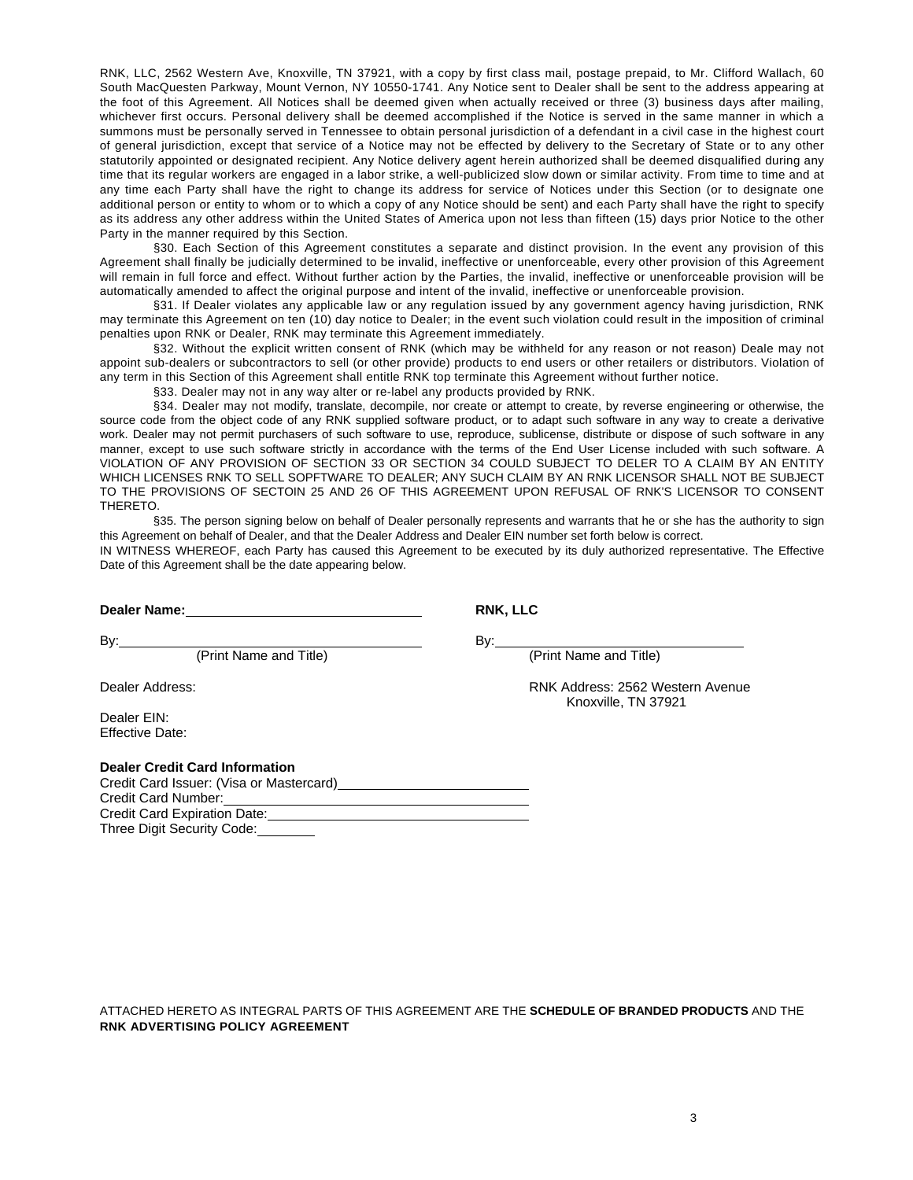RNK, LLC, 2562 Western Ave, Knoxville, TN 37921, with a copy by first class mail, postage prepaid, to Mr. Clifford Wallach, 60 South MacQuesten Parkway, Mount Vernon, NY 10550-1741. Any Notice sent to Dealer shall be sent to the address appearing at the foot of this Agreement. All Notices shall be deemed given when actually received or three (3) business days after mailing, whichever first occurs. Personal delivery shall be deemed accomplished if the Notice is served in the same manner in which a summons must be personally served in Tennessee to obtain personal jurisdiction of a defendant in a civil case in the highest court of general jurisdiction, except that service of a Notice may not be effected by delivery to the Secretary of State or to any other statutorily appointed or designated recipient. Any Notice delivery agent herein authorized shall be deemed disqualified during any time that its regular workers are engaged in a labor strike, a well-publicized slow down or similar activity. From time to time and at any time each Party shall have the right to change its address for service of Notices under this Section (or to designate one additional person or entity to whom or to which a copy of any Notice should be sent) and each Party shall have the right to specify as its address any other address within the United States of America upon not less than fifteen (15) days prior Notice to the other Party in the manner required by this Section.

§30. Each Section of this Agreement constitutes a separate and distinct provision. In the event any provision of this Agreement shall finally be judicially determined to be invalid, ineffective or unenforceable, every other provision of this Agreement will remain in full force and effect. Without further action by the Parties, the invalid, ineffective or unenforceable provision will be automatically amended to affect the original purpose and intent of the invalid, ineffective or unenforceable provision.

§31. If Dealer violates any applicable law or any regulation issued by any government agency having jurisdiction, RNK may terminate this Agreement on ten (10) day notice to Dealer; in the event such violation could result in the imposition of criminal penalties upon RNK or Dealer, RNK may terminate this Agreement immediately.

§32. Without the explicit written consent of RNK (which may be withheld for any reason or not reason) Deale may not appoint sub-dealers or subcontractors to sell (or other provide) products to end users or other retailers or distributors. Violation of any term in this Section of this Agreement shall entitle RNK top terminate this Agreement without further notice.

§33. Dealer may not in any way alter or re-label any products provided by RNK.

§34. Dealer may not modify, translate, decompile, nor create or attempt to create, by reverse engineering or otherwise, the source code from the object code of any RNK supplied software product, or to adapt such software in any way to create a derivative work. Dealer may not permit purchasers of such software to use, reproduce, sublicense, distribute or dispose of such software in any manner, except to use such software strictly in accordance with the terms of the End User License included with such software. A VIOLATION OF ANY PROVISION OF SECTION 33 OR SECTION 34 COULD SUBJECT TO DELER TO A CLAIM BY AN ENTITY WHICH LICENSES RNK TO SELL SOPFTWARE TO DEALER; ANY SUCH CLAIM BY AN RNK LICENSOR SHALL NOT BE SUBJECT TO THE PROVISIONS OF SECTOIN 25 AND 26 OF THIS AGREEMENT UPON REFUSAL OF RNK'S LICENSOR TO CONSENT THERETO.

§35. The person signing below on behalf of Dealer personally represents and warrants that he or she has the authority to sign this Agreement on behalf of Dealer, and that the Dealer Address and Dealer EIN number set forth below is correct.

IN WITNESS WHEREOF, each Party has caused this Agreement to be executed by its duly authorized representative. The Effective Date of this Agreement shall be the date appearing below.

**Dealer Name:** ______________________

By: ______________________
(Print Name and Title)

Dealer Address:

Dealer EIN:
Effective Date:

**RNK, LLC**

By: ______________________
(Print Name and Title)

RNK Address: 2562 Western Avenue
Knoxville, TN 37921

**Dealer Credit Card Information**

Credit Card Issuer: (Visa or Mastercard) ______________________
Credit Card Number: ______________________
Credit Card Expiration Date: ______________________
Three Digit Security Code: ________

ATTACHED HERETO AS INTEGRAL PARTS OF THIS AGREEMENT ARE THE **SCHEDULE OF BRANDED PRODUCTS** AND THE **RNK ADVERTISING POLICY AGREEMENT**